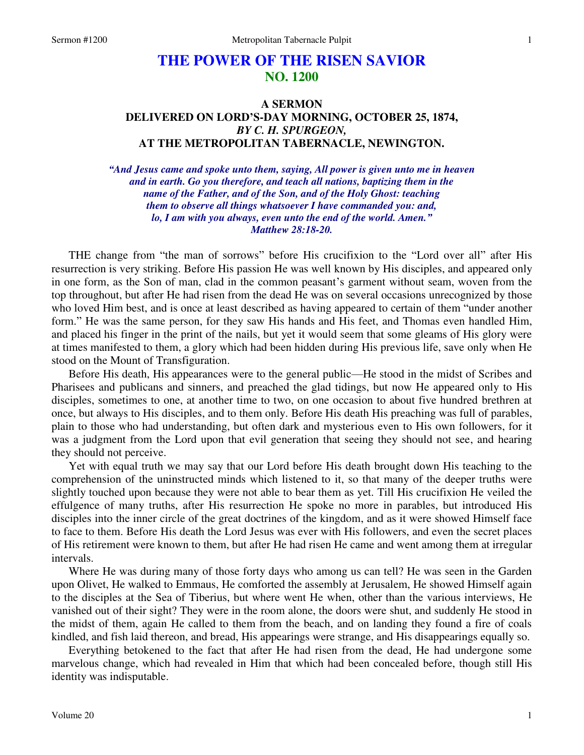# THE POWER OF THE RISEN SAVIOR
## NO. 1200

### A SERMON
### DELIVERED ON LORD'S-DAY MORNING, OCTOBER 25, 1874,
### *BY C. H. SPURGEON,*
### AT THE METROPOLITAN TABERNACLE, NEWINGTON.

*"And Jesus came and spoke unto them, saying, All power is given unto me in heaven and in earth. Go you therefore, and teach all nations, baptizing them in the name of the Father, and of the Son, and of the Holy Ghost: teaching them to observe all things whatsoever I have commanded you: and, lo, I am with you always, even unto the end of the world. Amen." Matthew 28:18-20.*

THE change from "the man of sorrows" before His crucifixion to the "Lord over all" after His resurrection is very striking. Before His passion He was well known by His disciples, and appeared only in one form, as the Son of man, clad in the common peasant's garment without seam, woven from the top throughout, but after He had risen from the dead He was on several occasions unrecognized by those who loved Him best, and is once at least described as having appeared to certain of them "under another form." He was the same person, for they saw His hands and His feet, and Thomas even handled Him, and placed his finger in the print of the nails, but yet it would seem that some gleams of His glory were at times manifested to them, a glory which had been hidden during His previous life, save only when He stood on the Mount of Transfiguration.

Before His death, His appearances were to the general public—He stood in the midst of Scribes and Pharisees and publicans and sinners, and preached the glad tidings, but now He appeared only to His disciples, sometimes to one, at another time to two, on one occasion to about five hundred brethren at once, but always to His disciples, and to them only. Before His death His preaching was full of parables, plain to those who had understanding, but often dark and mysterious even to His own followers, for it was a judgment from the Lord upon that evil generation that seeing they should not see, and hearing they should not perceive.

Yet with equal truth we may say that our Lord before His death brought down His teaching to the comprehension of the uninstructed minds which listened to it, so that many of the deeper truths were slightly touched upon because they were not able to bear them as yet. Till His crucifixion He veiled the effulgence of many truths, after His resurrection He spoke no more in parables, but introduced His disciples into the inner circle of the great doctrines of the kingdom, and as it were showed Himself face to face to them. Before His death the Lord Jesus was ever with His followers, and even the secret places of His retirement were known to them, but after He had risen He came and went among them at irregular intervals.

Where He was during many of those forty days who among us can tell? He was seen in the Garden upon Olivet, He walked to Emmaus, He comforted the assembly at Jerusalem, He showed Himself again to the disciples at the Sea of Tiberius, but where went He when, other than the various interviews, He vanished out of their sight? They were in the room alone, the doors were shut, and suddenly He stood in the midst of them, again He called to them from the beach, and on landing they found a fire of coals kindled, and fish laid thereon, and bread, His appearings were strange, and His disappearings equally so.

Everything betokened to the fact that after He had risen from the dead, He had undergone some marvelous change, which had revealed in Him that which had been concealed before, though still His identity was indisputable.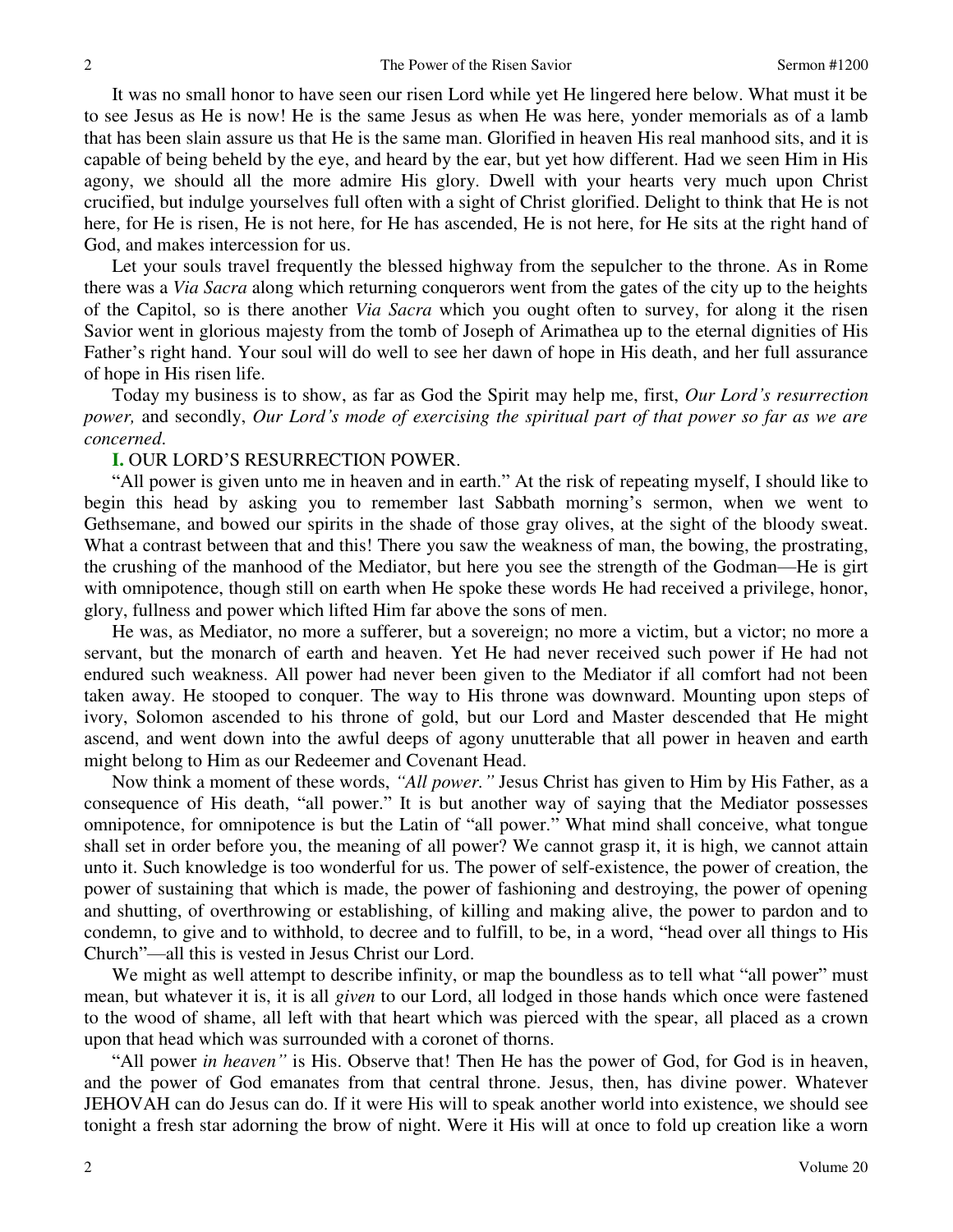It was no small honor to have seen our risen Lord while yet He lingered here below. What must it be to see Jesus as He is now! He is the same Jesus as when He was here, yonder memorials as of a lamb that has been slain assure us that He is the same man. Glorified in heaven His real manhood sits, and it is capable of being beheld by the eye, and heard by the ear, but yet how different. Had we seen Him in His agony, we should all the more admire His glory. Dwell with your hearts very much upon Christ crucified, but indulge yourselves full often with a sight of Christ glorified. Delight to think that He is not here, for He is risen, He is not here, for He has ascended, He is not here, for He sits at the right hand of God, and makes intercession for us.

Let your souls travel frequently the blessed highway from the sepulcher to the throne. As in Rome there was a *Via Sacra* along which returning conquerors went from the gates of the city up to the heights of the Capitol, so is there another *Via Sacra* which you ought often to survey, for along it the risen Savior went in glorious majesty from the tomb of Joseph of Arimathea up to the eternal dignities of His Father's right hand. Your soul will do well to see her dawn of hope in His death, and her full assurance of hope in His risen life.

Today my business is to show, as far as God the Spirit may help me, first, *Our Lord's resurrection power,* and secondly, *Our Lord's mode of exercising the spiritual part of that power so far as we are concerned*.

**I.** OUR LORD'S RESURRECTION POWER.

"All power is given unto me in heaven and in earth." At the risk of repeating myself, I should like to begin this head by asking you to remember last Sabbath morning's sermon, when we went to Gethsemane, and bowed our spirits in the shade of those gray olives, at the sight of the bloody sweat. What a contrast between that and this! There you saw the weakness of man, the bowing, the prostrating, the crushing of the manhood of the Mediator, but here you see the strength of the Godman—He is girt with omnipotence, though still on earth when He spoke these words He had received a privilege, honor, glory, fullness and power which lifted Him far above the sons of men.

He was, as Mediator, no more a sufferer, but a sovereign; no more a victim, but a victor; no more a servant, but the monarch of earth and heaven. Yet He had never received such power if He had not endured such weakness. All power had never been given to the Mediator if all comfort had not been taken away. He stooped to conquer. The way to His throne was downward. Mounting upon steps of ivory, Solomon ascended to his throne of gold, but our Lord and Master descended that He might ascend, and went down into the awful deeps of agony unutterable that all power in heaven and earth might belong to Him as our Redeemer and Covenant Head.

Now think a moment of these words, *"All power."* Jesus Christ has given to Him by His Father, as a consequence of His death, "all power." It is but another way of saying that the Mediator possesses omnipotence, for omnipotence is but the Latin of "all power." What mind shall conceive, what tongue shall set in order before you, the meaning of all power? We cannot grasp it, it is high, we cannot attain unto it. Such knowledge is too wonderful for us. The power of self-existence, the power of creation, the power of sustaining that which is made, the power of fashioning and destroying, the power of opening and shutting, of overthrowing or establishing, of killing and making alive, the power to pardon and to condemn, to give and to withhold, to decree and to fulfill, to be, in a word, "head over all things to His Church"—all this is vested in Jesus Christ our Lord.

We might as well attempt to describe infinity, or map the boundless as to tell what "all power" must mean, but whatever it is, it is all *given* to our Lord, all lodged in those hands which once were fastened to the wood of shame, all left with that heart which was pierced with the spear, all placed as a crown upon that head which was surrounded with a coronet of thorns.

"All power *in heaven"* is His. Observe that! Then He has the power of God, for God is in heaven, and the power of God emanates from that central throne. Jesus, then, has divine power. Whatever JEHOVAH can do Jesus can do. If it were His will to speak another world into existence, we should see tonight a fresh star adorning the brow of night. Were it His will at once to fold up creation like a worn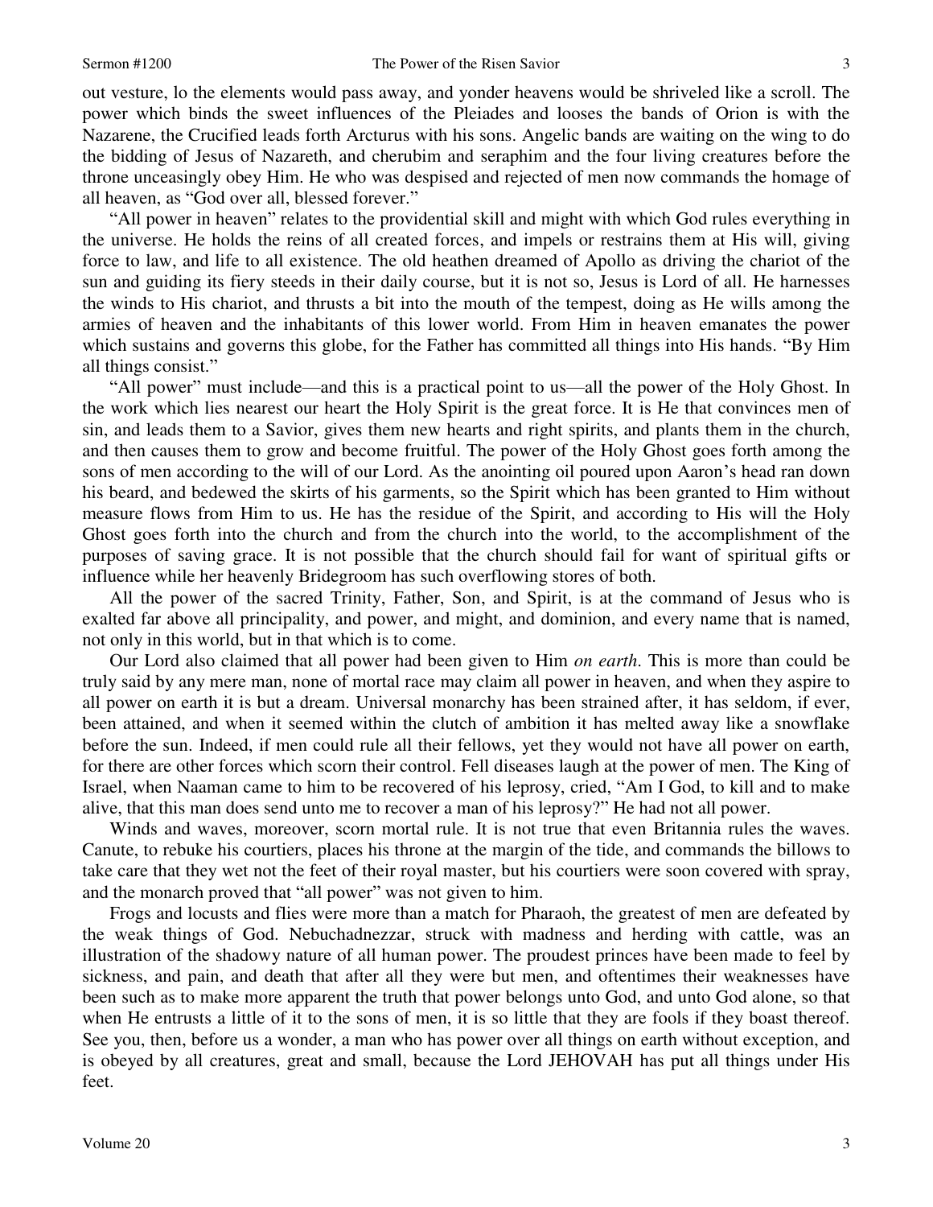out vesture, lo the elements would pass away, and yonder heavens would be shriveled like a scroll. The power which binds the sweet influences of the Pleiades and looses the bands of Orion is with the Nazarene, the Crucified leads forth Arcturus with his sons. Angelic bands are waiting on the wing to do the bidding of Jesus of Nazareth, and cherubim and seraphim and the four living creatures before the throne unceasingly obey Him. He who was despised and rejected of men now commands the homage of all heaven, as "God over all, blessed forever."

"All power in heaven" relates to the providential skill and might with which God rules everything in the universe. He holds the reins of all created forces, and impels or restrains them at His will, giving force to law, and life to all existence. The old heathen dreamed of Apollo as driving the chariot of the sun and guiding its fiery steeds in their daily course, but it is not so, Jesus is Lord of all. He harnesses the winds to His chariot, and thrusts a bit into the mouth of the tempest, doing as He wills among the armies of heaven and the inhabitants of this lower world. From Him in heaven emanates the power which sustains and governs this globe, for the Father has committed all things into His hands. "By Him all things consist."

"All power" must include—and this is a practical point to us—all the power of the Holy Ghost. In the work which lies nearest our heart the Holy Spirit is the great force. It is He that convinces men of sin, and leads them to a Savior, gives them new hearts and right spirits, and plants them in the church, and then causes them to grow and become fruitful. The power of the Holy Ghost goes forth among the sons of men according to the will of our Lord. As the anointing oil poured upon Aaron's head ran down his beard, and bedewed the skirts of his garments, so the Spirit which has been granted to Him without measure flows from Him to us. He has the residue of the Spirit, and according to His will the Holy Ghost goes forth into the church and from the church into the world, to the accomplishment of the purposes of saving grace. It is not possible that the church should fail for want of spiritual gifts or influence while her heavenly Bridegroom has such overflowing stores of both.

All the power of the sacred Trinity, Father, Son, and Spirit, is at the command of Jesus who is exalted far above all principality, and power, and might, and dominion, and every name that is named, not only in this world, but in that which is to come.

Our Lord also claimed that all power had been given to Him *on earth*. This is more than could be truly said by any mere man, none of mortal race may claim all power in heaven, and when they aspire to all power on earth it is but a dream. Universal monarchy has been strained after, it has seldom, if ever, been attained, and when it seemed within the clutch of ambition it has melted away like a snowflake before the sun. Indeed, if men could rule all their fellows, yet they would not have all power on earth, for there are other forces which scorn their control. Fell diseases laugh at the power of men. The King of Israel, when Naaman came to him to be recovered of his leprosy, cried, "Am I God, to kill and to make alive, that this man does send unto me to recover a man of his leprosy?" He had not all power.

Winds and waves, moreover, scorn mortal rule. It is not true that even Britannia rules the waves. Canute, to rebuke his courtiers, places his throne at the margin of the tide, and commands the billows to take care that they wet not the feet of their royal master, but his courtiers were soon covered with spray, and the monarch proved that "all power" was not given to him.

Frogs and locusts and flies were more than a match for Pharaoh, the greatest of men are defeated by the weak things of God. Nebuchadnezzar, struck with madness and herding with cattle, was an illustration of the shadowy nature of all human power. The proudest princes have been made to feel by sickness, and pain, and death that after all they were but men, and oftentimes their weaknesses have been such as to make more apparent the truth that power belongs unto God, and unto God alone, so that when He entrusts a little of it to the sons of men, it is so little that they are fools if they boast thereof. See you, then, before us a wonder, a man who has power over all things on earth without exception, and is obeyed by all creatures, great and small, because the Lord JEHOVAH has put all things under His feet.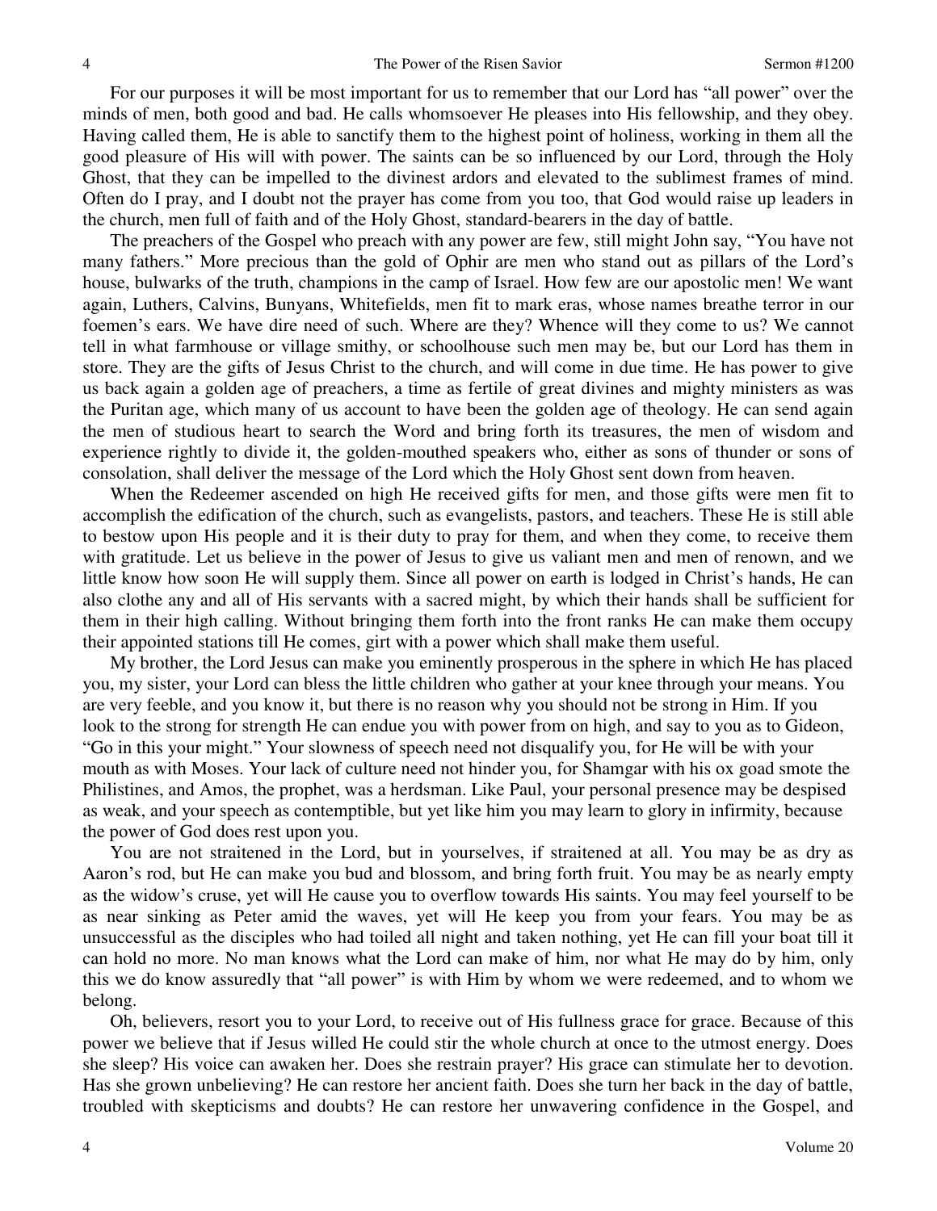For our purposes it will be most important for us to remember that our Lord has "all power" over the minds of men, both good and bad. He calls whomsoever He pleases into His fellowship, and they obey. Having called them, He is able to sanctify them to the highest point of holiness, working in them all the good pleasure of His will with power. The saints can be so influenced by our Lord, through the Holy Ghost, that they can be impelled to the divinest ardors and elevated to the sublimest frames of mind. Often do I pray, and I doubt not the prayer has come from you too, that God would raise up leaders in the church, men full of faith and of the Holy Ghost, standard-bearers in the day of battle.

The preachers of the Gospel who preach with any power are few, still might John say, "You have not many fathers." More precious than the gold of Ophir are men who stand out as pillars of the Lord's house, bulwarks of the truth, champions in the camp of Israel. How few are our apostolic men! We want again, Luthers, Calvins, Bunyans, Whitefields, men fit to mark eras, whose names breathe terror in our foemen's ears. We have dire need of such. Where are they? Whence will they come to us? We cannot tell in what farmhouse or village smithy, or schoolhouse such men may be, but our Lord has them in store. They are the gifts of Jesus Christ to the church, and will come in due time. He has power to give us back again a golden age of preachers, a time as fertile of great divines and mighty ministers as was the Puritan age, which many of us account to have been the golden age of theology. He can send again the men of studious heart to search the Word and bring forth its treasures, the men of wisdom and experience rightly to divide it, the golden-mouthed speakers who, either as sons of thunder or sons of consolation, shall deliver the message of the Lord which the Holy Ghost sent down from heaven.

When the Redeemer ascended on high He received gifts for men, and those gifts were men fit to accomplish the edification of the church, such as evangelists, pastors, and teachers. These He is still able to bestow upon His people and it is their duty to pray for them, and when they come, to receive them with gratitude. Let us believe in the power of Jesus to give us valiant men and men of renown, and we little know how soon He will supply them. Since all power on earth is lodged in Christ's hands, He can also clothe any and all of His servants with a sacred might, by which their hands shall be sufficient for them in their high calling. Without bringing them forth into the front ranks He can make them occupy their appointed stations till He comes, girt with a power which shall make them useful.

My brother, the Lord Jesus can make you eminently prosperous in the sphere in which He has placed you, my sister, your Lord can bless the little children who gather at your knee through your means. You are very feeble, and you know it, but there is no reason why you should not be strong in Him. If you look to the strong for strength He can endue you with power from on high, and say to you as to Gideon, "Go in this your might." Your slowness of speech need not disqualify you, for He will be with your mouth as with Moses. Your lack of culture need not hinder you, for Shamgar with his ox goad smote the Philistines, and Amos, the prophet, was a herdsman. Like Paul, your personal presence may be despised as weak, and your speech as contemptible, but yet like him you may learn to glory in infirmity, because the power of God does rest upon you.

You are not straitened in the Lord, but in yourselves, if straitened at all. You may be as dry as Aaron's rod, but He can make you bud and blossom, and bring forth fruit. You may be as nearly empty as the widow's cruse, yet will He cause you to overflow towards His saints. You may feel yourself to be as near sinking as Peter amid the waves, yet will He keep you from your fears. You may be as unsuccessful as the disciples who had toiled all night and taken nothing, yet He can fill your boat till it can hold no more. No man knows what the Lord can make of him, nor what He may do by him, only this we do know assuredly that "all power" is with Him by whom we were redeemed, and to whom we belong.

Oh, believers, resort you to your Lord, to receive out of His fullness grace for grace. Because of this power we believe that if Jesus willed He could stir the whole church at once to the utmost energy. Does she sleep? His voice can awaken her. Does she restrain prayer? His grace can stimulate her to devotion. Has she grown unbelieving? He can restore her ancient faith. Does she turn her back in the day of battle, troubled with skepticisms and doubts? He can restore her unwavering confidence in the Gospel, and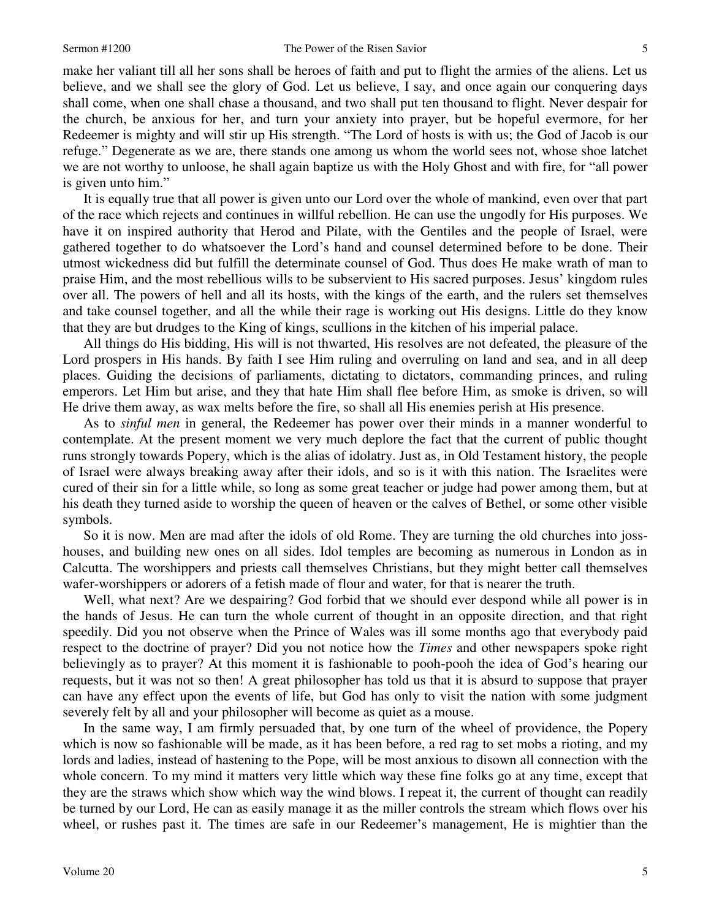make her valiant till all her sons shall be heroes of faith and put to flight the armies of the aliens. Let us believe, and we shall see the glory of God. Let us believe, I say, and once again our conquering days shall come, when one shall chase a thousand, and two shall put ten thousand to flight. Never despair for the church, be anxious for her, and turn your anxiety into prayer, but be hopeful evermore, for her Redeemer is mighty and will stir up His strength. "The Lord of hosts is with us; the God of Jacob is our refuge." Degenerate as we are, there stands one among us whom the world sees not, whose shoe latchet we are not worthy to unloose, he shall again baptize us with the Holy Ghost and with fire, for "all power is given unto him."

It is equally true that all power is given unto our Lord over the whole of mankind, even over that part of the race which rejects and continues in willful rebellion. He can use the ungodly for His purposes. We have it on inspired authority that Herod and Pilate, with the Gentiles and the people of Israel, were gathered together to do whatsoever the Lord's hand and counsel determined before to be done. Their utmost wickedness did but fulfill the determinate counsel of God. Thus does He make wrath of man to praise Him, and the most rebellious wills to be subservient to His sacred purposes. Jesus' kingdom rules over all. The powers of hell and all its hosts, with the kings of the earth, and the rulers set themselves and take counsel together, and all the while their rage is working out His designs. Little do they know that they are but drudges to the King of kings, scullions in the kitchen of his imperial palace.

All things do His bidding, His will is not thwarted, His resolves are not defeated, the pleasure of the Lord prospers in His hands. By faith I see Him ruling and overruling on land and sea, and in all deep places. Guiding the decisions of parliaments, dictating to dictators, commanding princes, and ruling emperors. Let Him but arise, and they that hate Him shall flee before Him, as smoke is driven, so will He drive them away, as wax melts before the fire, so shall all His enemies perish at His presence.

As to *sinful men* in general, the Redeemer has power over their minds in a manner wonderful to contemplate. At the present moment we very much deplore the fact that the current of public thought runs strongly towards Popery, which is the alias of idolatry. Just as, in Old Testament history, the people of Israel were always breaking away after their idols, and so is it with this nation. The Israelites were cured of their sin for a little while, so long as some great teacher or judge had power among them, but at his death they turned aside to worship the queen of heaven or the calves of Bethel, or some other visible symbols.

So it is now. Men are mad after the idols of old Rome. They are turning the old churches into joss-houses, and building new ones on all sides. Idol temples are becoming as numerous in London as in Calcutta. The worshippers and priests call themselves Christians, but they might better call themselves wafer-worshippers or adorers of a fetish made of flour and water, for that is nearer the truth.

Well, what next? Are we despairing? God forbid that we should ever despond while all power is in the hands of Jesus. He can turn the whole current of thought in an opposite direction, and that right speedily. Did you not observe when the Prince of Wales was ill some months ago that everybody paid respect to the doctrine of prayer? Did you not notice how the *Times* and other newspapers spoke right believingly as to prayer? At this moment it is fashionable to pooh-pooh the idea of God's hearing our requests, but it was not so then! A great philosopher has told us that it is absurd to suppose that prayer can have any effect upon the events of life, but God has only to visit the nation with some judgment severely felt by all and your philosopher will become as quiet as a mouse.

In the same way, I am firmly persuaded that, by one turn of the wheel of providence, the Popery which is now so fashionable will be made, as it has been before, a red rag to set mobs a rioting, and my lords and ladies, instead of hastening to the Pope, will be most anxious to disown all connection with the whole concern. To my mind it matters very little which way these fine folks go at any time, except that they are the straws which show which way the wind blows. I repeat it, the current of thought can readily be turned by our Lord, He can as easily manage it as the miller controls the stream which flows over his wheel, or rushes past it. The times are safe in our Redeemer's management, He is mightier than the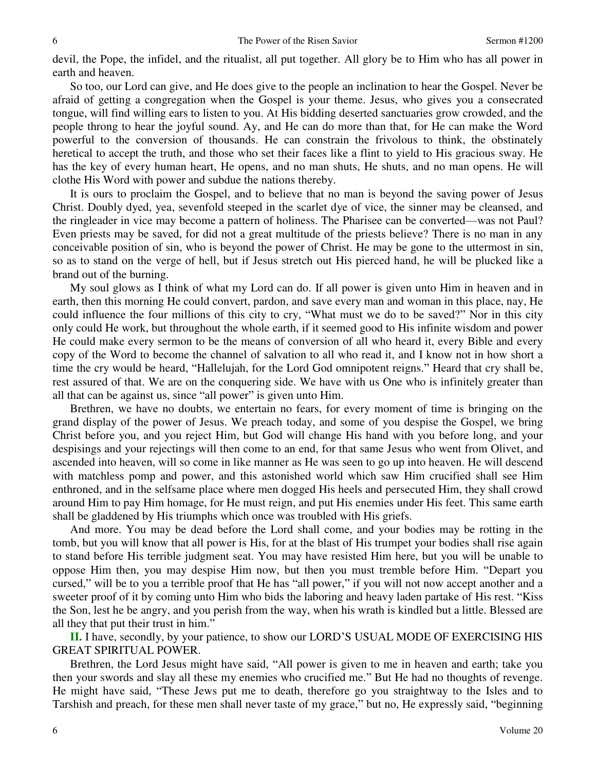devil, the Pope, the infidel, and the ritualist, all put together. All glory be to Him who has all power in earth and heaven.

So too, our Lord can give, and He does give to the people an inclination to hear the Gospel. Never be afraid of getting a congregation when the Gospel is your theme. Jesus, who gives you a consecrated tongue, will find willing ears to listen to you. At His bidding deserted sanctuaries grow crowded, and the people throng to hear the joyful sound. Ay, and He can do more than that, for He can make the Word powerful to the conversion of thousands. He can constrain the frivolous to think, the obstinately heretical to accept the truth, and those who set their faces like a flint to yield to His gracious sway. He has the key of every human heart, He opens, and no man shuts, He shuts, and no man opens. He will clothe His Word with power and subdue the nations thereby.

It is ours to proclaim the Gospel, and to believe that no man is beyond the saving power of Jesus Christ. Doubly dyed, yea, sevenfold steeped in the scarlet dye of vice, the sinner may be cleansed, and the ringleader in vice may become a pattern of holiness. The Pharisee can be converted—was not Paul? Even priests may be saved, for did not a great multitude of the priests believe? There is no man in any conceivable position of sin, who is beyond the power of Christ. He may be gone to the uttermost in sin, so as to stand on the verge of hell, but if Jesus stretch out His pierced hand, he will be plucked like a brand out of the burning.

My soul glows as I think of what my Lord can do. If all power is given unto Him in heaven and in earth, then this morning He could convert, pardon, and save every man and woman in this place, nay, He could influence the four millions of this city to cry, "What must we do to be saved?" Nor in this city only could He work, but throughout the whole earth, if it seemed good to His infinite wisdom and power He could make every sermon to be the means of conversion of all who heard it, every Bible and every copy of the Word to become the channel of salvation to all who read it, and I know not in how short a time the cry would be heard, "Hallelujah, for the Lord God omnipotent reigns." Heard that cry shall be, rest assured of that. We are on the conquering side. We have with us One who is infinitely greater than all that can be against us, since "all power" is given unto Him.

Brethren, we have no doubts, we entertain no fears, for every moment of time is bringing on the grand display of the power of Jesus. We preach today, and some of you despise the Gospel, we bring Christ before you, and you reject Him, but God will change His hand with you before long, and your despisings and your rejectings will then come to an end, for that same Jesus who went from Olivet, and ascended into heaven, will so come in like manner as He was seen to go up into heaven. He will descend with matchless pomp and power, and this astonished world which saw Him crucified shall see Him enthroned, and in the selfsame place where men dogged His heels and persecuted Him, they shall crowd around Him to pay Him homage, for He must reign, and put His enemies under His feet. This same earth shall be gladdened by His triumphs which once was troubled with His griefs.

And more. You may be dead before the Lord shall come, and your bodies may be rotting in the tomb, but you will know that all power is His, for at the blast of His trumpet your bodies shall rise again to stand before His terrible judgment seat. You may have resisted Him here, but you will be unable to oppose Him then, you may despise Him now, but then you must tremble before Him. "Depart you cursed," will be to you a terrible proof that He has "all power," if you will not now accept another and a sweeter proof of it by coming unto Him who bids the laboring and heavy laden partake of His rest. "Kiss the Son, lest he be angry, and you perish from the way, when his wrath is kindled but a little. Blessed are all they that put their trust in him."

**II.** I have, secondly, by your patience, to show our LORD'S USUAL MODE OF EXERCISING HIS GREAT SPIRITUAL POWER.

Brethren, the Lord Jesus might have said, "All power is given to me in heaven and earth; take you then your swords and slay all these my enemies who crucified me." But He had no thoughts of revenge. He might have said, "These Jews put me to death, therefore go you straightway to the Isles and to Tarshish and preach, for these men shall never taste of my grace," but no, He expressly said, "beginning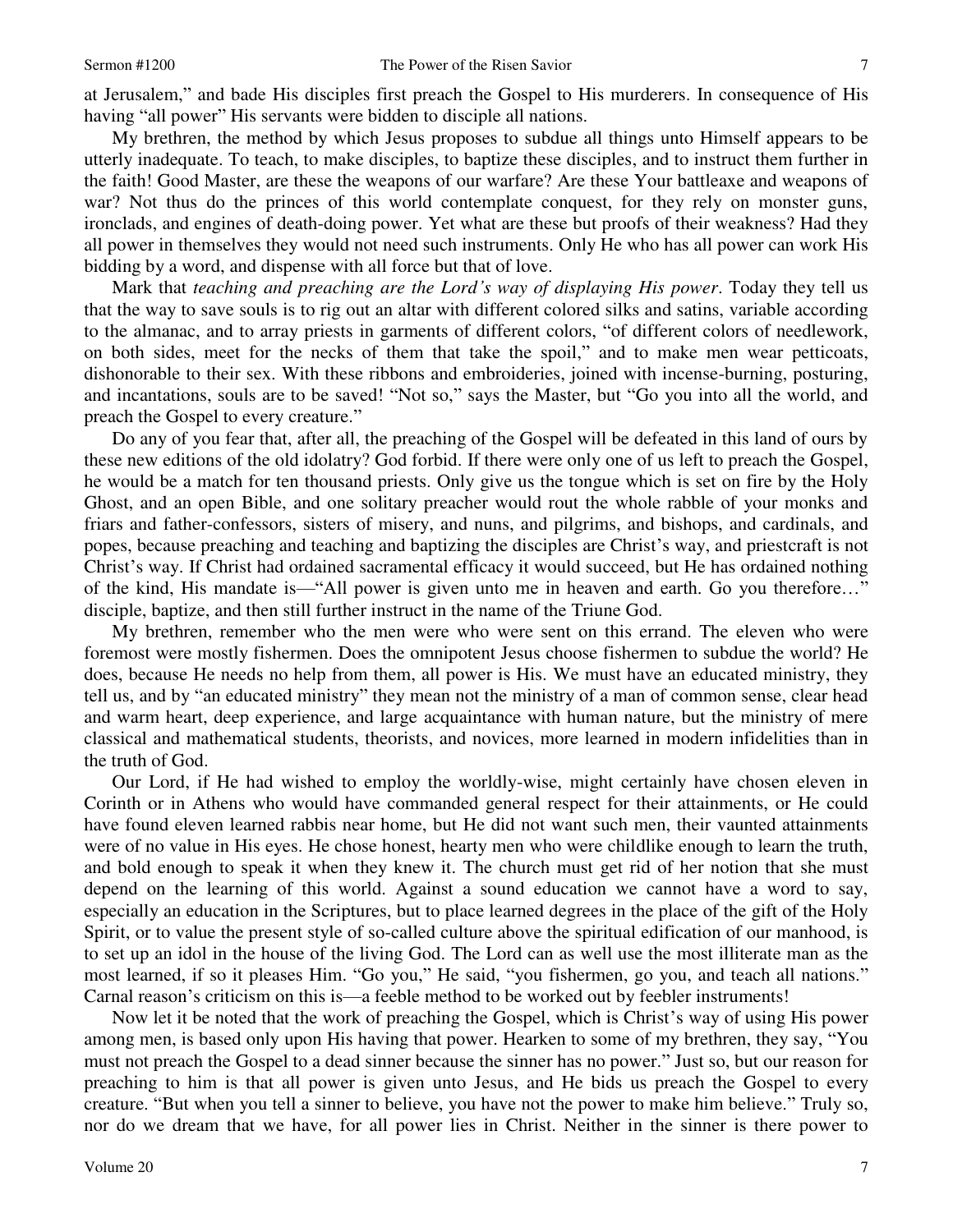at Jerusalem," and bade His disciples first preach the Gospel to His murderers. In consequence of His having "all power" His servants were bidden to disciple all nations.

My brethren, the method by which Jesus proposes to subdue all things unto Himself appears to be utterly inadequate. To teach, to make disciples, to baptize these disciples, and to instruct them further in the faith! Good Master, are these the weapons of our warfare? Are these Your battleaxe and weapons of war? Not thus do the princes of this world contemplate conquest, for they rely on monster guns, ironclads, and engines of death-doing power. Yet what are these but proofs of their weakness? Had they all power in themselves they would not need such instruments. Only He who has all power can work His bidding by a word, and dispense with all force but that of love.

Mark that *teaching and preaching are the Lord's way of displaying His power*. Today they tell us that the way to save souls is to rig out an altar with different colored silks and satins, variable according to the almanac, and to array priests in garments of different colors, "of different colors of needlework, on both sides, meet for the necks of them that take the spoil," and to make men wear petticoats, dishonorable to their sex. With these ribbons and embroideries, joined with incense-burning, posturing, and incantations, souls are to be saved! "Not so," says the Master, but "Go you into all the world, and preach the Gospel to every creature."

Do any of you fear that, after all, the preaching of the Gospel will be defeated in this land of ours by these new editions of the old idolatry? God forbid. If there were only one of us left to preach the Gospel, he would be a match for ten thousand priests. Only give us the tongue which is set on fire by the Holy Ghost, and an open Bible, and one solitary preacher would rout the whole rabble of your monks and friars and father-confessors, sisters of misery, and nuns, and pilgrims, and bishops, and cardinals, and popes, because preaching and teaching and baptizing the disciples are Christ's way, and priestcraft is not Christ's way. If Christ had ordained sacramental efficacy it would succeed, but He has ordained nothing of the kind, His mandate is—"All power is given unto me in heaven and earth. Go you therefore…" disciple, baptize, and then still further instruct in the name of the Triune God.

My brethren, remember who the men were who were sent on this errand. The eleven who were foremost were mostly fishermen. Does the omnipotent Jesus choose fishermen to subdue the world? He does, because He needs no help from them, all power is His. We must have an educated ministry, they tell us, and by "an educated ministry" they mean not the ministry of a man of common sense, clear head and warm heart, deep experience, and large acquaintance with human nature, but the ministry of mere classical and mathematical students, theorists, and novices, more learned in modern infidelities than in the truth of God.

Our Lord, if He had wished to employ the worldly-wise, might certainly have chosen eleven in Corinth or in Athens who would have commanded general respect for their attainments, or He could have found eleven learned rabbis near home, but He did not want such men, their vaunted attainments were of no value in His eyes. He chose honest, hearty men who were childlike enough to learn the truth, and bold enough to speak it when they knew it. The church must get rid of her notion that she must depend on the learning of this world. Against a sound education we cannot have a word to say, especially an education in the Scriptures, but to place learned degrees in the place of the gift of the Holy Spirit, or to value the present style of so-called culture above the spiritual edification of our manhood, is to set up an idol in the house of the living God. The Lord can as well use the most illiterate man as the most learned, if so it pleases Him. "Go you," He said, "you fishermen, go you, and teach all nations." Carnal reason's criticism on this is—a feeble method to be worked out by feebler instruments!

Now let it be noted that the method of preaching the Gospel, which is Christ's way of using His power among men, is based only upon His having that power. Hearken to some of my brethren, they say, "You must not preach the Gospel to a dead sinner because the sinner has no power." Just so, but our reason for preaching to him is that all power is given unto Jesus, and He bids us preach the Gospel to every creature. "But when you tell a sinner to believe, you have not the power to make him believe." Truly so, nor do we dream that we have, for all power lies in Christ. Neither in the sinner is there power to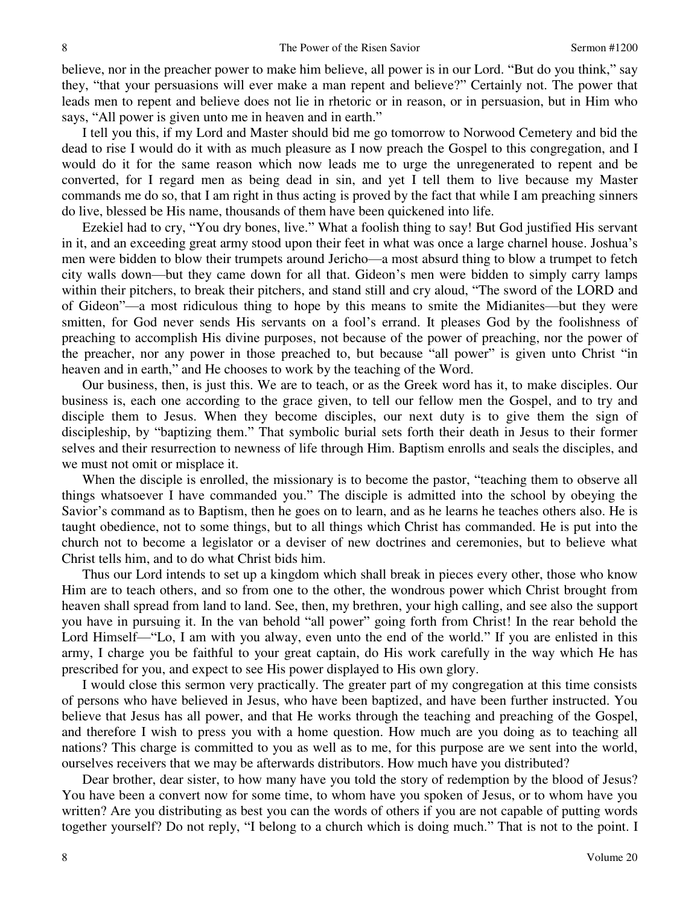believe, nor in the preacher power to make him believe, all power is in our Lord. "But do you think," say they, "that your persuasions will ever make a man repent and believe?" Certainly not. The power that leads men to repent and believe does not lie in rhetoric or in reason, or in persuasion, but in Him who says, "All power is given unto me in heaven and in earth."

I tell you this, if my Lord and Master should bid me go tomorrow to Norwood Cemetery and bid the dead to rise I would do it with as much pleasure as I now preach the Gospel to this congregation, and I would do it for the same reason which now leads me to urge the unregenerated to repent and be converted, for I regard men as being dead in sin, and yet I tell them to live because my Master commands me do so, that I am right in thus acting is proved by the fact that while I am preaching sinners do live, blessed be His name, thousands of them have been quickened into life.

Ezekiel had to cry, "You dry bones, live." What a foolish thing to say! But God justified His servant in it, and an exceeding great army stood upon their feet in what was once a large charnel house. Joshua's men were bidden to blow their trumpets around Jericho—a most absurd thing to blow a trumpet to fetch city walls down—but they came down for all that. Gideon's men were bidden to simply carry lamps within their pitchers, to break their pitchers, and stand still and cry aloud, "The sword of the LORD and of Gideon"—a most ridiculous thing to hope by this means to smite the Midianites—but they were smitten, for God never sends His servants on a fool's errand. It pleases God by the foolishness of preaching to accomplish His divine purposes, not because of the power of preaching, nor the power of the preacher, nor any power in those preached to, but because "all power" is given unto Christ "in heaven and in earth," and He chooses to work by the teaching of the Word.

Our business, then, is just this. We are to teach, or as the Greek word has it, to make disciples. Our business is, each one according to the grace given, to tell our fellow men the Gospel, and to try and disciple them to Jesus. When they become disciples, our next duty is to give them the sign of discipleship, by "baptizing them." That symbolic burial sets forth their death in Jesus to their former selves and their resurrection to newness of life through Him. Baptism enrolls and seals the disciples, and we must not omit or misplace it.

When the disciple is enrolled, the missionary is to become the pastor, "teaching them to observe all things whatsoever I have commanded you." The disciple is admitted into the school by obeying the Savior's command as to Baptism, then he goes on to learn, and as he learns he teaches others also. He is taught obedience, not to some things, but to all things which Christ has commanded. He is put into the church not to become a legislator or a deviser of new doctrines and ceremonies, but to believe what Christ tells him, and to do what Christ bids him.

Thus our Lord intends to set up a kingdom which shall break in pieces every other, those who know Him are to teach others, and so from one to the other, the wondrous power which Christ brought from heaven shall spread from land to land. See, then, my brethren, your high calling, and see also the support you have in pursuing it. In the van behold "all power" going forth from Christ! In the rear behold the Lord Himself—"Lo, I am with you alway, even unto the end of the world." If you are enlisted in this army, I charge you be faithful to your great captain, do His work carefully in the way which He has prescribed for you, and expect to see His power displayed to His own glory.

I would close this sermon very practically. The greater part of my congregation at this time consists of persons who have believed in Jesus, who have been baptized, and have been further instructed. You believe that Jesus has all power, and that He works through the teaching and preaching of the Gospel, and therefore I wish to press you with a home question. How much are you doing as to teaching all nations? This charge is committed to you as well as to me, for this purpose are we sent into the world, ourselves receivers that we may be afterwards distributors. How much have you distributed?

Dear brother, dear sister, to how many have you told the story of redemption by the blood of Jesus? You have been a convert now for some time, to whom have you spoken of Jesus, or to whom have you written? Are you distributing as best you can the words of others if you are not capable of putting words together yourself? Do not reply, "I belong to a church which is doing much." That is not to the point. I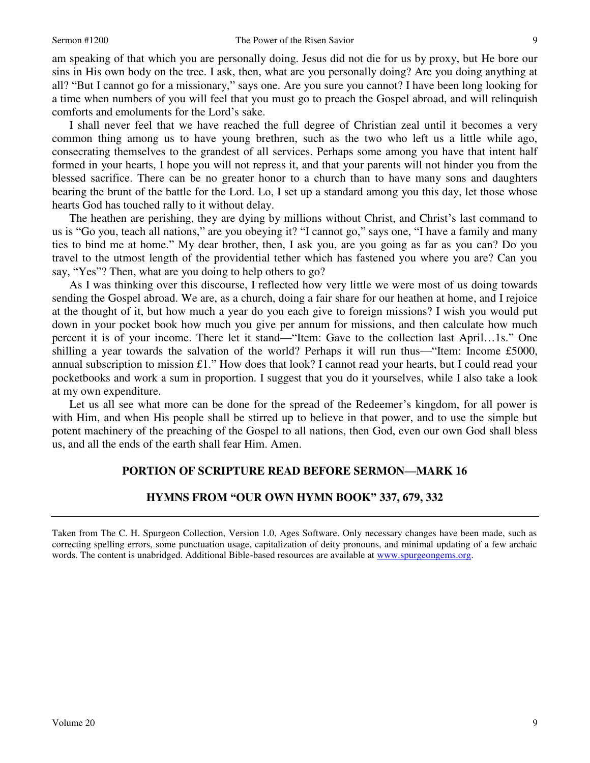am speaking of that which you are personally doing. Jesus did not die for us by proxy, but He bore our sins in His own body on the tree. I ask, then, what are you personally doing? Are you doing anything at all? "But I cannot go for a missionary," says one. Are you sure you cannot? I have been long looking for a time when numbers of you will feel that you must go to preach the Gospel abroad, and will relinquish comforts and emoluments for the Lord's sake.

I shall never feel that we have reached the full degree of Christian zeal until it becomes a very common thing among us to have young brethren, such as the two who left us a little while ago, consecrating themselves to the grandest of all services. Perhaps some among you have that intent half formed in your hearts, I hope you will not repress it, and that your parents will not hinder you from the blessed sacrifice. There can be no greater honor to a church than to have many sons and daughters bearing the brunt of the battle for the Lord. Lo, I set up a standard among you this day, let those whose hearts God has touched rally to it without delay.

The heathen are perishing, they are dying by millions without Christ, and Christ's last command to us is "Go you, teach all nations," are you obeying it? "I cannot go," says one, "I have a family and many ties to bind me at home." My dear brother, then, I ask you, are you going as far as you can? Do you travel to the utmost length of the providential tether which has fastened you where you are? Can you say, "Yes"? Then, what are you doing to help others to go?

As I was thinking over this discourse, I reflected how very little we were most of us doing towards sending the Gospel abroad. We are, as a church, doing a fair share for our heathen at home, and I rejoice at the thought of it, but how much a year do you each give to foreign missions? I wish you would put down in your pocket book how much you give per annum for missions, and then calculate how much percent it is of your income. There let it stand—"Item: Gave to the collection last April…1s." One shilling a year towards the salvation of the world? Perhaps it will run thus—"Item: Income £5000, annual subscription to mission £1." How does that look? I cannot read your hearts, but I could read your pocketbooks and work a sum in proportion. I suggest that you do it yourselves, while I also take a look at my own expenditure.

Let us all see what more can be done for the spread of the Redeemer's kingdom, for all power is with Him, and when His people shall be stirred up to believe in that power, and to use the simple but potent machinery of the preaching of the Gospel to all nations, then God, even our own God shall bless us, and all the ends of the earth shall fear Him. Amen.

## PORTION OF SCRIPTURE READ BEFORE SERMON—MARK 16

## HYMNS FROM "OUR OWN HYMN BOOK" 337, 679, 332

---

Taken from The C. H. Spurgeon Collection, Version 1.0, Ages Software. Only necessary changes have been made, such as correcting spelling errors, some punctuation usage, capitalization of deity pronouns, and minimal updating of a few archaic words. The content is unabridged. Additional Bible-based resources are available at www.spurgeongems.org.